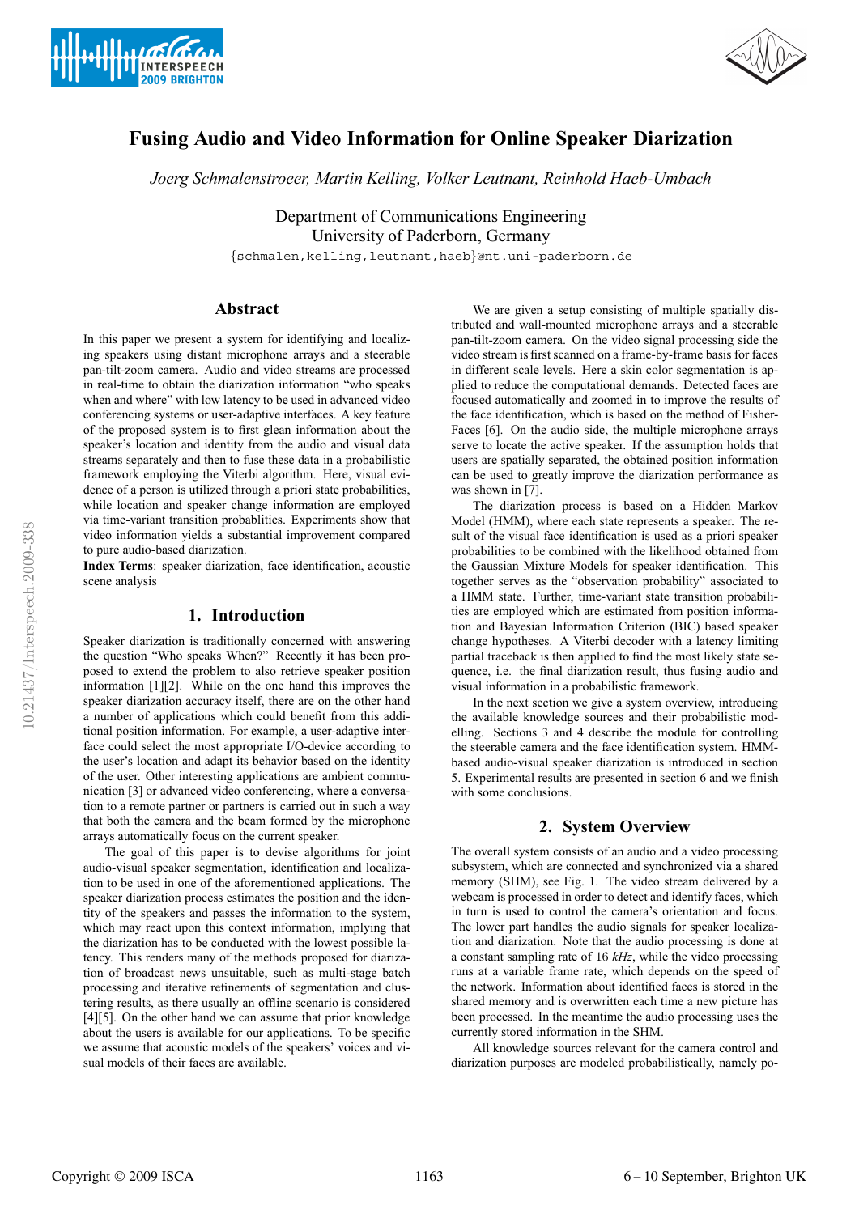# Fusing Audio and Video Information for Online Speaker Diarization

*Joerg Schmalenstroeer, Martin Kelling, Volker Leutnant, Reinhold Haeb-Umbach*

Department of Communications Engineering
University of Paderborn, Germany

{schmalen,kelling,leutnant,haeb}@nt.uni-paderborn.de

## Abstract

In this paper we present a system for identifying and localizing speakers using distant microphone arrays and a steerable pan-tilt-zoom camera. Audio and video streams are processed in real-time to obtain the diarization information "who speaks when and where" with low latency to be used in advanced video conferencing systems or user-adaptive interfaces. A key feature of the proposed system is to first glean information about the speaker's location and identity from the audio and visual data streams separately and then to fuse these data in a probabilistic framework employing the Viterbi algorithm. Here, visual evidence of a person is utilized through a priori state probabilities, while location and speaker change information are employed via time-variant transition probabilities. Experiments show that video information yields a substantial improvement compared to pure audio-based diarization.

**Index Terms**: speaker diarization, face identification, acoustic scene analysis

## 1. Introduction

Speaker diarization is traditionally concerned with answering the question "Who speaks When?" Recently it has been proposed to extend the problem to also retrieve speaker position information [1][2]. While on the one hand this improves the speaker diarization accuracy itself, there are on the other hand a number of applications which could benefit from this additional position information. For example, a user-adaptive interface could select the most appropriate I/O-device according to the user's location and adapt its behavior based on the identity of the user. Other interesting applications are ambient communication [3] or advanced video conferencing, where a conversation to a remote partner or partners is carried out in such a way that both the camera and the beam formed by the microphone arrays automatically focus on the current speaker.

The goal of this paper is to devise algorithms for joint audio-visual speaker segmentation, identification and localization to be used in one of the aforementioned applications. The speaker diarization process estimates the position and the identity of the speakers and passes the information to the system, which may react upon this context information, implying that the diarization has to be conducted with the lowest possible latency. This renders many of the methods proposed for diarization of broadcast news unsuitable, such as multi-stage batch processing and iterative refinements of segmentation and clustering results, as there usually an offline scenario is considered [4][5]. On the other hand we can assume that prior knowledge about the users is available for our applications. To be specific we assume that acoustic models of the speakers' voices and visual models of their faces are available.

We are given a setup consisting of multiple spatially distributed and wall-mounted microphone arrays and a steerable pan-tilt-zoom camera. On the video signal processing side the video stream is first scanned on a frame-by-frame basis for faces in different scale levels. Here a skin color segmentation is applied to reduce the computational demands. Detected faces are focused automatically and zoomed in to improve the results of the face identification, which is based on the method of Fisher-Faces [6]. On the audio side, the multiple microphone arrays serve to locate the active speaker. If the assumption holds that users are spatially separated, the obtained position information can be used to greatly improve the diarization performance as was shown in [7].

The diarization process is based on a Hidden Markov Model (HMM), where each state represents a speaker. The result of the visual face identification is used as a priori speaker probabilities to be combined with the likelihood obtained from the Gaussian Mixture Models for speaker identification. This together serves as the "observation probability" associated to a HMM state. Further, time-variant state transition probabilities are employed which are estimated from position information and Bayesian Information Criterion (BIC) based speaker change hypotheses. A Viterbi decoder with a latency limiting partial traceback is then applied to find the most likely state sequence, i.e. the final diarization result, thus fusing audio and visual information in a probabilistic framework.

In the next section we give a system overview, introducing the available knowledge sources and their probabilistic modelling. Sections 3 and 4 describe the module for controlling the steerable camera and the face identification system. HMM-based audio-visual speaker diarization is introduced in section 5. Experimental results are presented in section 6 and we finish with some conclusions.

## 2. System Overview

The overall system consists of an audio and a video processing subsystem, which are connected and synchronized via a shared memory (SHM), see Fig. 1. The video stream delivered by a webcam is processed in order to detect and identify faces, which in turn is used to control the camera's orientation and focus. The lower part handles the audio signals for speaker localization and diarization. Note that the audio processing is done at a constant sampling rate of 16 *kHz*, while the video processing runs at a variable frame rate, which depends on the speed of the network. Information about identified faces is stored in the shared memory and is overwritten each time a new picture has been processed. In the meantime the audio processing uses the currently stored information in the SHM.

All knowledge sources relevant for the camera control and diarization purposes are modeled probabilistically, namely po-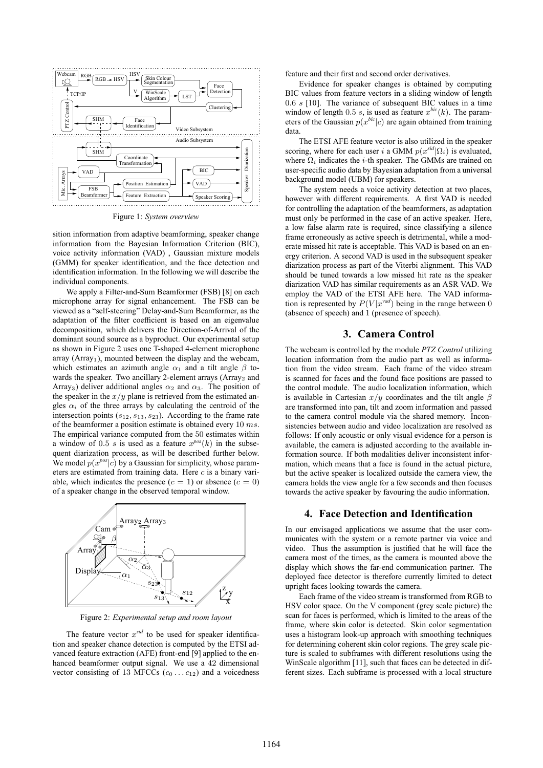Figure 1: *System overview*

sition information from adaptive beamforming, speaker change information from the Bayesian Information Criterion (BIC), voice activity information (VAD) , Gaussian mixture models (GMM) for speaker identification, and the face detection and identification information. In the following we will describe the individual components.

We apply a Filter-and-Sum Beamformer (FSB) [8] on each microphone array for signal enhancement. The FSB can be viewed as a "self-steering" Delay-and-Sum Beamformer, as the adaptation of the filter coefficient is based on an eigenvalue decomposition, which delivers the Direction-of-Arrival of the dominant sound source as a byproduct. Our experimental setup as shown in Figure 2 uses one T-shaped 4-element microphone array ($\text{Array}_1$), mounted between the display and the webcam, which estimates an azimuth angle $\alpha_1$ and a tilt angle $\beta$ towards the speaker. Two ancillary 2-element arrays ($\text{Array}_2$ and $\text{Array}_3$) deliver additional angles $\alpha_2$ and $\alpha_3$. The position of the speaker in the $x/y$ plane is retrieved from the estimated angles $\alpha_i$ of the three arrays by calculating the centroid of the intersection points ($s_{12}, s_{13}, s_{23}$). According to the frame rate of the beamformer a position estimate is obtained every $10\ ms$. The empirical variance computed from the $50$ estimates within a window of $0.5\ s$ is used as a feature $x^{pos}(k)$ in the subsequent diarization process, as will be described further below. We model $p(x^{pos}|c)$ by a Gaussian for simplicity, whose parameters are estimated from training data. Here $c$ is a binary variable, which indicates the presence ($c = 1$) or absence ($c = 0$) of a speaker change in the observed temporal window.

Figure 2: *Experimental setup and room layout*

The feature vector $x^{sid}$ to be used for speaker identification and speaker chance detection is computed by the ETSI advanced feature extraction (AFE) front-end [9] applied to the enhanced beamformer output signal. We use a $42$ dimensional vector consisting of $13$ MFCCs ($c_0 \dots c_{12}$) and a voicedness feature and their first and second order derivatives.

Evidence for speaker changes is obtained by computing BIC values from feature vectors in a sliding window of length $0.6\ s$ [10]. The variance of subsequent BIC values in a time window of length $0.5\ s$, is used as feature $x^{bic}(k)$. The parameters of the Gaussian $p(x^{bic}|c)$ are again obtained from training data.

The ETSI AFE feature vector is also utilized in the speaker scoring, where for each user $i$ a GMM $p(x^{sid}|\Omega_i)$ is evaluated, where $\Omega_i$ indicates the $i$-th speaker. The GMMs are trained on user-specific audio data by Bayesian adaptation from a universal background model (UBM) for speakers.

The system needs a voice activity detection at two places, however with different requirements. A first VAD is needed for controlling the adaptation of the beamformers, as adaptation must only be performed in the case of an active speaker. Here, a low false alarm rate is required, since classifying a silence frame erroneously as active speech is detrimental, while a moderate missed hit rate is acceptable. This VAD is based on an energy criterion. A second VAD is used in the subsequent speaker diarization process as part of the Viterbi alignment. This VAD should be tuned towards a low missed hit rate as the speaker diarization VAD has similar requirements as an ASR VAD. We employ the VAD of the ETSI AFE here. The VAD information is represented by $P(V|x^{vad})$ being in the range between $0$ (absence of speech) and $1$ (presence of speech).

## 3. Camera Control

The webcam is controlled by the module *PTZ Control* utilizing location information from the audio part as well as information from the video stream. Each frame of the video stream is scanned for faces and the found face positions are passed to the control module. The audio localization information, which is available in Cartesian $x/y$ coordinates and the tilt angle $\beta$ are transformed into pan, tilt and zoom information and passed to the camera control module via the shared memory. Inconsistencies between audio and video localization are resolved as follows: If only acoustic or only visual evidence for a person is available, the camera is adjusted according to the available information source. If both modalities deliver inconsistent information, which means that a face is found in the actual picture, but the active speaker is localized outside the camera view, the camera holds the view angle for a few seconds and then focuses towards the active speaker by favouring the audio information.

## 4. Face Detection and Identification

In our envisaged applications we assume that the user communicates with the system or a remote partner via voice and video. Thus the assumption is justified that he will face the camera most of the times, as the camera is mounted above the display which shows the far-end communication partner. The deployed face detector is therefore currently limited to detect upright faces looking towards the camera.

Each frame of the video stream is transformed from RGB to HSV color space. On the V component (grey scale picture) the scan for faces is performed, which is limited to the areas of the frame, where skin color is detected. Skin color segmentation uses a histogram look-up approach with smoothing techniques for determining coherent skin color regions. The grey scale picture is scaled to subframes with different resolutions using the WinScale algorithm [11], such that faces can be detected in different sizes. Each subframe is processed with a local structure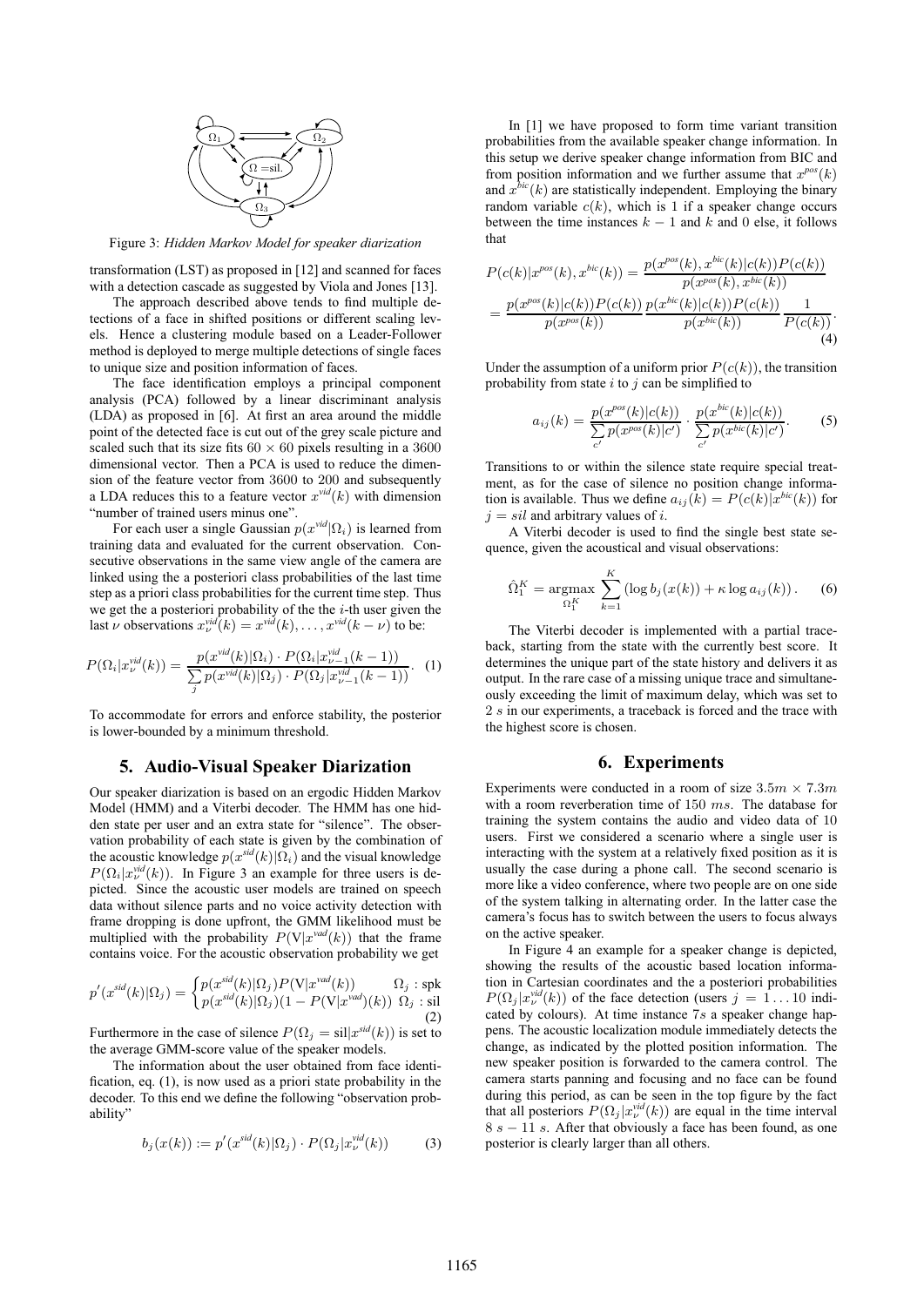Figure 3: *Hidden Markov Model for speaker diarization*

transformation (LST) as proposed in [12] and scanned for faces with a detection cascade as suggested by Viola and Jones [13].

The approach described above tends to find multiple detections of a face in shifted positions or different scaling levels. Hence a clustering module based on a Leader-Follower method is deployed to merge multiple detections of single faces to unique size and position information of faces.

The face identification employs a principal component analysis (PCA) followed by a linear discriminant analysis (LDA) as proposed in [6]. At first an area around the middle point of the detected face is cut out of the grey scale picture and scaled such that its size fits $60 \times 60$ pixels resulting in a 3600 dimensional vector. Then a PCA is used to reduce the dimension of the feature vector from 3600 to 200 and subsequently a LDA reduces this to a feature vector $x^{vid}(k)$ with dimension "number of trained users minus one".

For each user a single Gaussian $p(x^{vid}|\Omega_i)$ is learned from training data and evaluated for the current observation. Consecutive observations in the same view angle of the camera are linked using the a posteriori class probabilities of the last time step as a priori class probabilities for the current time step. Thus we get the a posteriori probability of the the $i$-th user given the last $\nu$ observations $x^{vid}_{\nu}(k) = x^{vid}(k), \ldots, x^{vid}(k-\nu)$ to be:

$$P(\Omega_i|x^{vid}_{\nu}(k)) = \frac{p(x^{vid}(k)|\Omega_i) \cdot P(\Omega_i|x^{vid}_{\nu-1}(k-1))}{\sum_j p(x^{vid}(k)|\Omega_j) \cdot P(\Omega_j|x^{vid}_{\nu-1}(k-1))}. \quad (1)$$

To accommodate for errors and enforce stability, the posterior is lower-bounded by a minimum threshold.

## 5. Audio-Visual Speaker Diarization

Our speaker diarization is based on an ergodic Hidden Markov Model (HMM) and a Viterbi decoder. The HMM has one hidden state per user and an extra state for "silence". The observation probability of each state is given by the combination of the acoustic knowledge $p(x^{sid}(k)|\Omega_i)$ and the visual knowledge $P(\Omega_i|x^{vid}_{\nu}(k))$. In Figure 3 an example for three users is depicted. Since the acoustic user models are trained on speech data without silence parts and no voice activity detection with frame dropping is done upfront, the GMM likelihood must be multiplied with the probability $P(\mathrm{V}|x^{vad}(k))$ that the frame contains voice. For the acoustic observation probability we get

$$p'(x^{sid}(k)|\Omega_j) = \begin{cases} p(x^{sid}(k)|\Omega_j)P(\mathrm{V}|x^{vad}(k)) & \Omega_j : \mathrm{spk} \\ p(x^{sid}(k)|\Omega_j)(1-P(\mathrm{V}|x^{vad})(k)) & \Omega_j : \mathrm{sil} \end{cases} \quad (2)$$

Furthermore in the case of silence $P(\Omega_j = \mathrm{sil}|x^{sid}(k))$ is set to the average GMM-score value of the speaker models.

The information about the user obtained from face identification, eq. (1), is now used as a priori state probability in the decoder. To this end we define the following "observation probability"

$$b_j(x(k)) := p'(x^{sid}(k)|\Omega_j) \cdot P(\Omega_j|x^{vid}_{\nu}(k)) \quad (3)$$

In [1] we have proposed to form time variant transition probabilities from the available speaker change information. In this setup we derive speaker change information from BIC and from position information and we further assume that $x^{pos}(k)$ and $x^{bic}(k)$ are statistically independent. Employing the binary random variable $c(k)$, which is 1 if a speaker change occurs between the time instances $k-1$ and $k$ and 0 else, it follows that

$$\begin{aligned} P(c(k)|x^{pos}(k), x^{bic}(k)) &= \frac{p(x^{pos}(k), x^{bic}(k)|c(k))P(c(k))}{p(x^{pos}(k), x^{bic}(k))} \\ &= \frac{p(x^{pos}(k)|c(k))P(c(k))}{p(x^{pos}(k))} \frac{p(x^{bic}(k)|c(k))P(c(k))}{p(x^{bic}(k))} \frac{1}{P(c(k))}. \end{aligned} \quad (4)$$

Under the assumption of a uniform prior $P(c(k))$, the transition probability from state $i$ to $j$ can be simplified to

$$a_{ij}(k) = \frac{p(x^{pos}(k)|c(k))}{\sum_{c'} p(x^{pos}(k)|c')} \cdot \frac{p(x^{bic}(k)|c(k))}{\sum_{c'} p(x^{bic}(k)|c')}. \quad (5)$$

Transitions to or within the silence state require special treatment, as for the case of silence no position change information is available. Thus we define $a_{ij}(k) = P(c(k)|x^{bic}(k))$ for $j = sil$ and arbitrary values of $i$.

A Viterbi decoder is used to find the single best state sequence, given the acoustical and visual observations:

$$\hat{\Omega}_1^K = \underset{\Omega_1^K}{\operatorname{argmax}} \sum_{k=1}^{K} \left(\log b_j(x(k)) + \kappa \log a_{ij}(k)\right). \quad (6)$$

The Viterbi decoder is implemented with a partial traceback, starting from the state with the currently best score. It determines the unique part of the state history and delivers it as output. In the rare case of a missing unique trace and simultaneously exceeding the limit of maximum delay, which was set to $2\ s$ in our experiments, a traceback is forced and the trace with the highest score is chosen.

## 6. Experiments

Experiments were conducted in a room of size $3.5m \times 7.3m$ with a room reverberation time of $150\ ms$. The database for training the system contains the audio and video data of 10 users. First we considered a scenario where a single user is interacting with the system at a relatively fixed position as it is usually the case during a phone call. The second scenario is more like a video conference, where two people are on one side of the system talking in alternating order. In the latter case the camera's focus has to switch between the users to focus always on the active speaker.

In Figure 4 an example for a speaker change is depicted, showing the results of the acoustic based location information in Cartesian coordinates and the a posteriori probabilities $P(\Omega_j|x^{vid}_{\nu}(k))$ of the face detection (users $j = 1 \ldots 10$ indicated by colours). At time instance $7s$ a speaker change happens. The acoustic localization module immediately detects the change, as indicated by the plotted position information. The new speaker position is forwarded to the camera control. The camera starts panning and focusing and no face can be found during this period, as can be seen in the top figure by the fact that all posteriors $P(\Omega_j|x^{vid}_{\nu}(k))$ are equal in the time interval $8\ s - 11\ s$. After that obviously a face has been found, as one posterior is clearly larger than all others.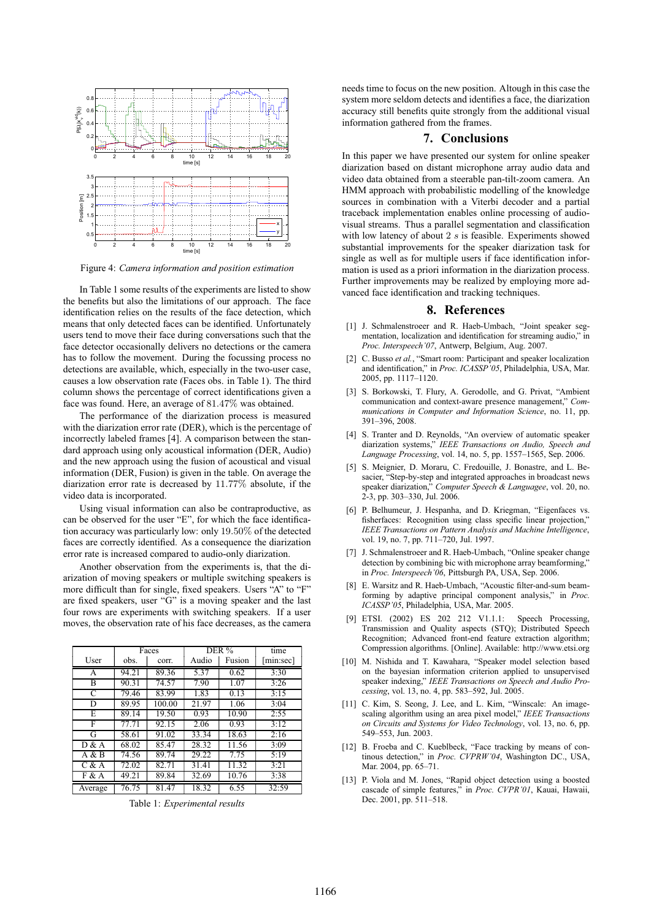0.8
0.6
0.4
0.2
0
0 2 4 6 8 10 12 14 16 18 20
time [s]

3.5
3
2.5
2
1.5
1
0.5
0 2 4 6 8 10 12 14 16 18 20
time [s]
Position [m]
x
y

Figure 4: *Camera information and position estimation*

In Table 1 some results of the experiments are listed to show the benefits but also the limitations of our approach. The face identification relies on the results of the face detection, which means that only detected faces can be identified. Unfortunately users tend to move their face during conversations such that the face detector occasionally delivers no detections or the camera has to follow the movement. During the focussing process no detections are available, which, especially in the two-user case, causes a low observation rate (Faces obs. in Table 1). The third column shows the percentage of correct identifications given a face was found. Here, an average of 81.47% was obtained.

The performance of the diarization process is measured with the diarization error rate (DER), which is the percentage of incorrectly labeled frames [4]. A comparison between the standard approach using only acoustical information (DER, Audio) and the new approach using the fusion of acoustical and visual information (DER, Fusion) is given in the table. On average the diarization error rate is decreased by 11.77% absolute, if the video data is incorporated.

Using visual information can also be contraproductive, as can be observed for the user "E", for which the face identification accuracy was particularly low: only 19.50% of the detected faces are correctly identified. As a consequence the diarization error rate is increased compared to audio-only diarization.

Another observation from the experiments is, that the diarization of moving speakers or multiple switching speakers is more difficult than for single, fixed speakers. Users "A" to "F" are fixed speakers, user "G" is a moving speaker and the last four rows are experiments with switching speakers. If a user moves, the observation rate of his face decreases, as the camera needs time to focus on the new position. Altough in this case the system more seldom detects and identifies a face, the diarization accuracy still benefits quite strongly from the additional visual information gathered from the frames.

| User | Faces | | DER % | | time |
|---|---|---|---|---|---|
| | obs. | corr. | Audio | Fusion | [min:sec] |
| A | 94.21 | 89.36 | 5.37 | 0.62 | 3:30 |
| B | 90.31 | 74.57 | 7.90 | 1.07 | 3:26 |
| C | 79.46 | 83.99 | 1.83 | 0.13 | 3:15 |
| D | 89.95 | 100.00 | 21.97 | 1.06 | 3:04 |
| E | 89.14 | 19.50 | 0.93 | 10.90 | 2:55 |
| F | 77.71 | 92.15 | 2.06 | 0.93 | 3:12 |
| G | 58.61 | 91.02 | 33.34 | 18.63 | 2:16 |
| D & A | 68.02 | 85.47 | 28.32 | 11.56 | 3:09 |
| A & B | 74.56 | 89.74 | 29.22 | 7.75 | 5:19 |
| C & A | 72.02 | 82.71 | 31.41 | 11.32 | 3:21 |
| F & A | 49.21 | 89.84 | 32.69 | 10.76 | 3:38 |
| Average | 76.75 | 81.47 | 18.32 | 6.55 | 32:59 |

Table 1: *Experimental results*

## 7. Conclusions

In this paper we have presented our system for online speaker diarization based on distant microphone array audio data and video data obtained from a steerable pan-tilt-zoom camera. An HMM approach with probabilistic modelling of the knowledge sources in combination with a Viterbi decoder and a partial traceback implementation enables online processing of audio-visual streams. Thus a parallel segmentation and classification with low latency of about 2 $s$ is feasible. Experiments showed substantial improvements for the speaker diarization task for single as well as for multiple users if face identification information is used as a priori information in the diarization process. Further improvements may be realized by employing more advanced face identification and tracking techniques.

## 8. References

[1] J. Schmalenstroeer and R. Haeb-Umbach, "Joint speaker segmentation, localization and identification for streaming audio," in *Proc. Interspeech'07*, Antwerp, Belgium, Aug. 2007.

[2] C. Busso *et al.*, "Smart room: Participant and speaker localization and identification," in *Proc. ICASSP'05*, Philadelphia, USA, Mar. 2005, pp. 1117–1120.

[3] S. Borkowski, T. Flury, A. Gerodolle, and G. Privat, "Ambient communication and context-aware presence management," *Communications in Computer and Information Science*, no. 11, pp. 391–396, 2008.

[4] S. Tranter and D. Reynolds, "An overview of automatic speaker diarization systems," *IEEE Transactions on Audio, Speech and Language Processing*, vol. 14, no. 5, pp. 1557–1565, Sep. 2006.

[5] S. Meignier, D. Moraru, C. Fredouille, J. Bonastre, and L. Besacier, "Step-by-step and integrated approaches in broadcast news speaker diarization," *Computer Speech & Language*, vol. 20, no. 2-3, pp. 303–330, Jul. 2006.

[6] P. Belhumeur, J. Hespanha, and D. Kriegman, "Eigenfaces vs. fisherfaces: Recognition using class specific linear projection," *IEEE Transactions on Pattern Analysis and Machine Intelligence*, vol. 19, no. 7, pp. 711–720, Jul. 1997.

[7] J. Schmalenstroeer and R. Haeb-Umbach, "Online speaker change detection by combining bic with microphone array beamforming," in *Proc. Interspeech'06*, Pittsburgh PA, USA, Sep. 2006.

[8] E. Warsitz and R. Haeb-Umbach, "Acoustic filter-and-sum beamforming by adaptive principal component analysis," in *Proc. ICASSP'05*, Philadelphia, USA, Mar. 2005.

[9] ETSI. (2002) ES 202 212 V1.1.1: Speech Processing, Transmission and Quality aspects (STQ); Distributed Speech Recognition; Advanced front-end feature extraction algorithm; Compression algorithms. [Online]. Available: http://www.etsi.org

[10] M. Nishida and T. Kawahara, "Speaker model selection based on the bayesian information criterion applied to unsupervised speaker indexing," *IEEE Transactions on Speech and Audio Processing*, vol. 13, no. 4, pp. 583–592, Jul. 2005.

[11] C. Kim, S. Seong, J. Lee, and L. Kim, "Winscale: An image-scaling algorithm using an area pixel model," *IEEE Transactions on Circuits and Systems for Video Technology*, vol. 13, no. 6, pp. 549–553, Jun. 2003.

[12] B. Froeba and C. Kueblbeck, "Face tracking by means of continous detection," in *Proc. CVPRW'04*, Washington DC., USA, Mar. 2004, pp. 65–71.

[13] P. Viola and M. Jones, "Rapid object detection using a boosted cascade of simple features," in *Proc. CVPR'01*, Kauai, Hawaii, Dec. 2001, pp. 511–518.